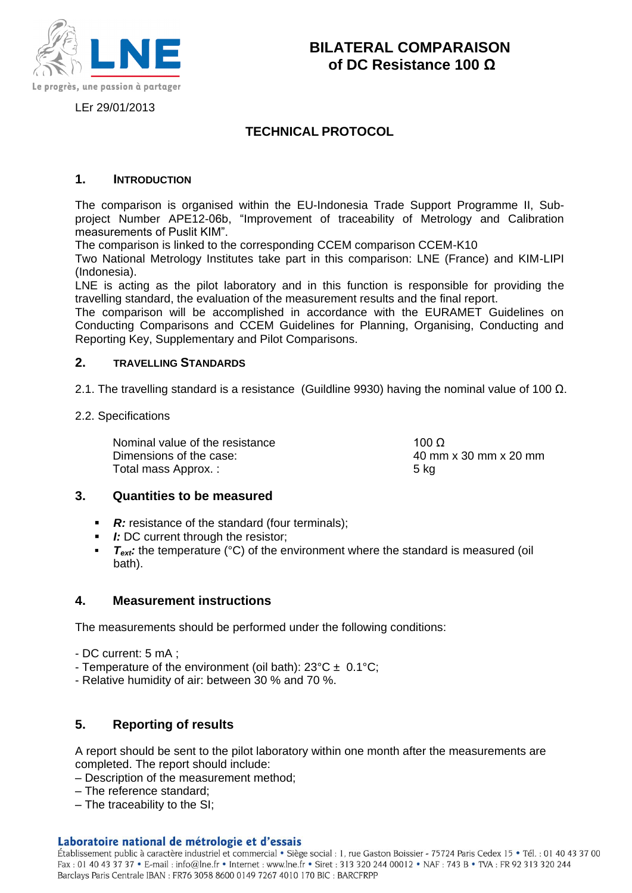# BILATERAL COMPARAISON of DC Resistance 100 Ω

LEr 29/01/2013

## TECHNICAL PROTOCOL

### 1. INTRODUCTION

The comparison is organised within the EU-Indonesia Trade Support Programme II, Sub-project Number APE12-06b, "Improvement of traceability of Metrology and Calibration measurements of Puslit KIM".
The comparison is linked to the corresponding CCEM comparison CCEM-K10
Two National Metrology Institutes take part in this comparison: LNE (France) and KIM-LIPI (Indonesia).
LNE is acting as the pilot laboratory and in this function is responsible for providing the travelling standard, the evaluation of the measurement results and the final report.
The comparison will be accomplished in accordance with the EURAMET Guidelines on Conducting Comparisons and CCEM Guidelines for Planning, Organising, Conducting and Reporting Key, Supplementary and Pilot Comparisons.

### 2. TRAVELLING STANDARDS

2.1. The travelling standard is a resistance (Guildline 9930) having the nominal value of 100 Ω.

2.2. Specifications

| | |
|---|---|
| Nominal value of the resistance | 100 Ω |
| Dimensions of the case: | 40 mm x 30 mm x 20 mm |
| Total mass Approx. : | 5 kg |

### 3. Quantities to be measured

- ***R:*** resistance of the standard (four terminals);
- ***I:*** DC current through the resistor;
- ***$T_{ext}$:*** the temperature (°C) of the environment where the standard is measured (oil bath).

### 4. Measurement instructions

The measurements should be performed under the following conditions:

- DC current: 5 mA ;
- Temperature of the environment (oil bath): 23°C ± 0.1°C;
- Relative humidity of air: between 30 % and 70 %.

### 5. Reporting of results

A report should be sent to the pilot laboratory within one month after the measurements are completed. The report should include:
– Description of the measurement method;
– The reference standard;
– The traceability to the SI;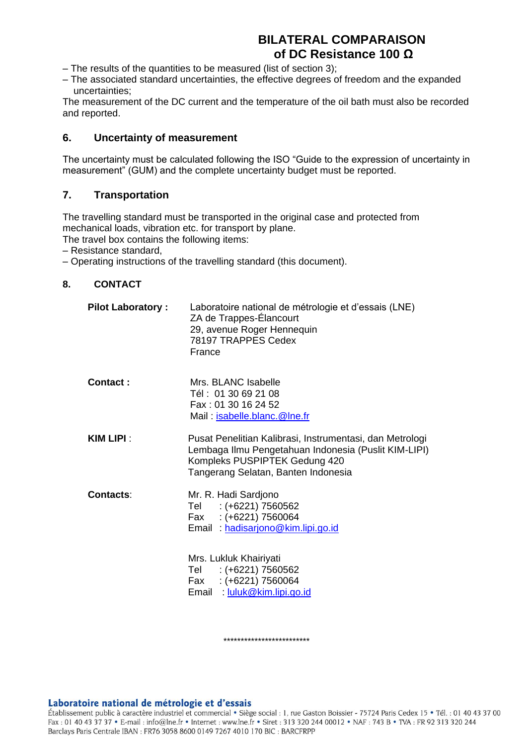– The results of the quantities to be measured (list of section 3);
– The associated standard uncertainties, the effective degrees of freedom and the expanded uncertainties;

The measurement of the DC current and the temperature of the oil bath must also be recorded and reported.

## 6. Uncertainty of measurement

The uncertainty must be calculated following the ISO “Guide to the expression of uncertainty in measurement” (GUM) and the complete uncertainty budget must be reported.

## 7. Transportation

The travelling standard must be transported in the original case and protected from mechanical loads, vibration etc. for transport by plane.
The travel box contains the following items:
– Resistance standard,
– Operating instructions of the travelling standard (this document).

## 8. CONTACT

**Pilot Laboratory :**

Laboratoire national de métrologie et d’essais (LNE)
ZA de Trappes-Élancourt
29, avenue Roger Hennequin
78197 TRAPPES Cedex
France

**Contact :**

Mrs. BLANC Isabelle
Tél : 01 30 69 21 08
Fax : 01 30 16 24 52
Mail : isabelle.blanc.@lne.fr

**KIM LIPI** :

Pusat Penelitian Kalibrasi, Instrumentasi, dan Metrologi
Lembaga Ilmu Pengetahuan Indonesia (Puslit KIM-LIPI)
Kompleks PUSPIPTEK Gedung 420
Tangerang Selatan, Banten Indonesia

**Contacts**:

Mr. R. Hadi Sardjono
Tel : (+6221) 7560562
Fax : (+6221) 7560064
Email : hadisarjono@kim.lipi.go.id

Mrs. Lukluk Khairiyati
Tel : (+6221) 7560562
Fax : (+6221) 7560064
Email : luluk@kim.lipi.go.id

*************************